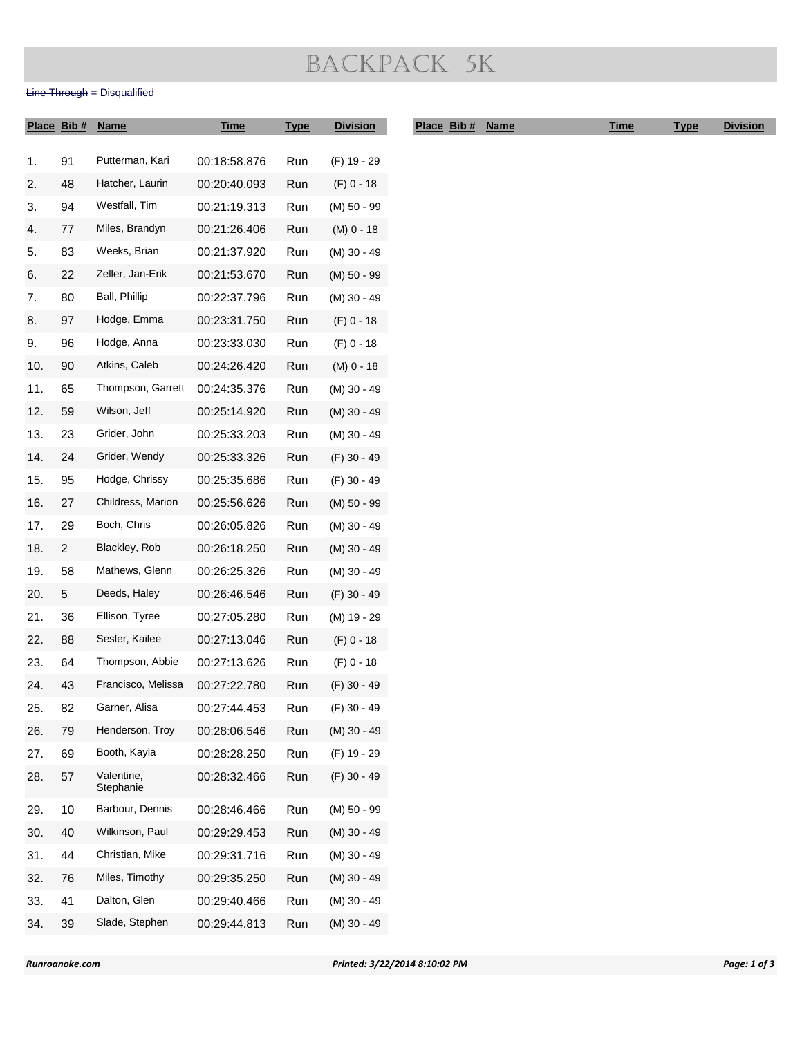# BACKPACK 5K

~~Line Through~~ = Disqualified

| Place | Bib # | Name | Time | Type | Division |
|---|---|---|---|---|---|
| 1. | 91 | Putterman, Kari | 00:18:58.876 | Run | (F) 19 - 29 |
| 2. | 48 | Hatcher, Laurin | 00:20:40.093 | Run | (F) 0 - 18 |
| 3. | 94 | Westfall, Tim | 00:21:19.313 | Run | (M) 50 - 99 |
| 4. | 77 | Miles, Brandyn | 00:21:26.406 | Run | (M) 0 - 18 |
| 5. | 83 | Weeks, Brian | 00:21:37.920 | Run | (M) 30 - 49 |
| 6. | 22 | Zeller, Jan-Erik | 00:21:53.670 | Run | (M) 50 - 99 |
| 7. | 80 | Ball, Phillip | 00:22:37.796 | Run | (M) 30 - 49 |
| 8. | 97 | Hodge, Emma | 00:23:31.750 | Run | (F) 0 - 18 |
| 9. | 96 | Hodge, Anna | 00:23:33.030 | Run | (F) 0 - 18 |
| 10. | 90 | Atkins, Caleb | 00:24:26.420 | Run | (M) 0 - 18 |
| 11. | 65 | Thompson, Garrett | 00:24:35.376 | Run | (M) 30 - 49 |
| 12. | 59 | Wilson, Jeff | 00:25:14.920 | Run | (M) 30 - 49 |
| 13. | 23 | Grider, John | 00:25:33.203 | Run | (M) 30 - 49 |
| 14. | 24 | Grider, Wendy | 00:25:33.326 | Run | (F) 30 - 49 |
| 15. | 95 | Hodge, Chrissy | 00:25:35.686 | Run | (F) 30 - 49 |
| 16. | 27 | Childress, Marion | 00:25:56.626 | Run | (M) 50 - 99 |
| 17. | 29 | Boch, Chris | 00:26:05.826 | Run | (M) 30 - 49 |
| 18. | 2 | Blackley, Rob | 00:26:18.250 | Run | (M) 30 - 49 |
| 19. | 58 | Mathews, Glenn | 00:26:25.326 | Run | (M) 30 - 49 |
| 20. | 5 | Deeds, Haley | 00:26:46.546 | Run | (F) 30 - 49 |
| 21. | 36 | Ellison, Tyree | 00:27:05.280 | Run | (M) 19 - 29 |
| 22. | 88 | Sesler, Kailee | 00:27:13.046 | Run | (F) 0 - 18 |
| 23. | 64 | Thompson, Abbie | 00:27:13.626 | Run | (F) 0 - 18 |
| 24. | 43 | Francisco, Melissa | 00:27:22.780 | Run | (F) 30 - 49 |
| 25. | 82 | Garner, Alisa | 00:27:44.453 | Run | (F) 30 - 49 |
| 26. | 79 | Henderson, Troy | 00:28:06.546 | Run | (M) 30 - 49 |
| 27. | 69 | Booth, Kayla | 00:28:28.250 | Run | (F) 19 - 29 |
| 28. | 57 | Valentine, Stephanie | 00:28:32.466 | Run | (F) 30 - 49 |
| 29. | 10 | Barbour, Dennis | 00:28:46.466 | Run | (M) 50 - 99 |
| 30. | 40 | Wilkinson, Paul | 00:29:29.453 | Run | (M) 30 - 49 |
| 31. | 44 | Christian, Mike | 00:29:31.716 | Run | (M) 30 - 49 |
| 32. | 76 | Miles, Timothy | 00:29:35.250 | Run | (M) 30 - 49 |
| 33. | 41 | Dalton, Glen | 00:29:40.466 | Run | (M) 30 - 49 |
| 34. | 39 | Slade, Stephen | 00:29:44.813 | Run | (M) 30 - 49 |

Runroanoke.com

Printed: 3/22/2014 8:10:02 PM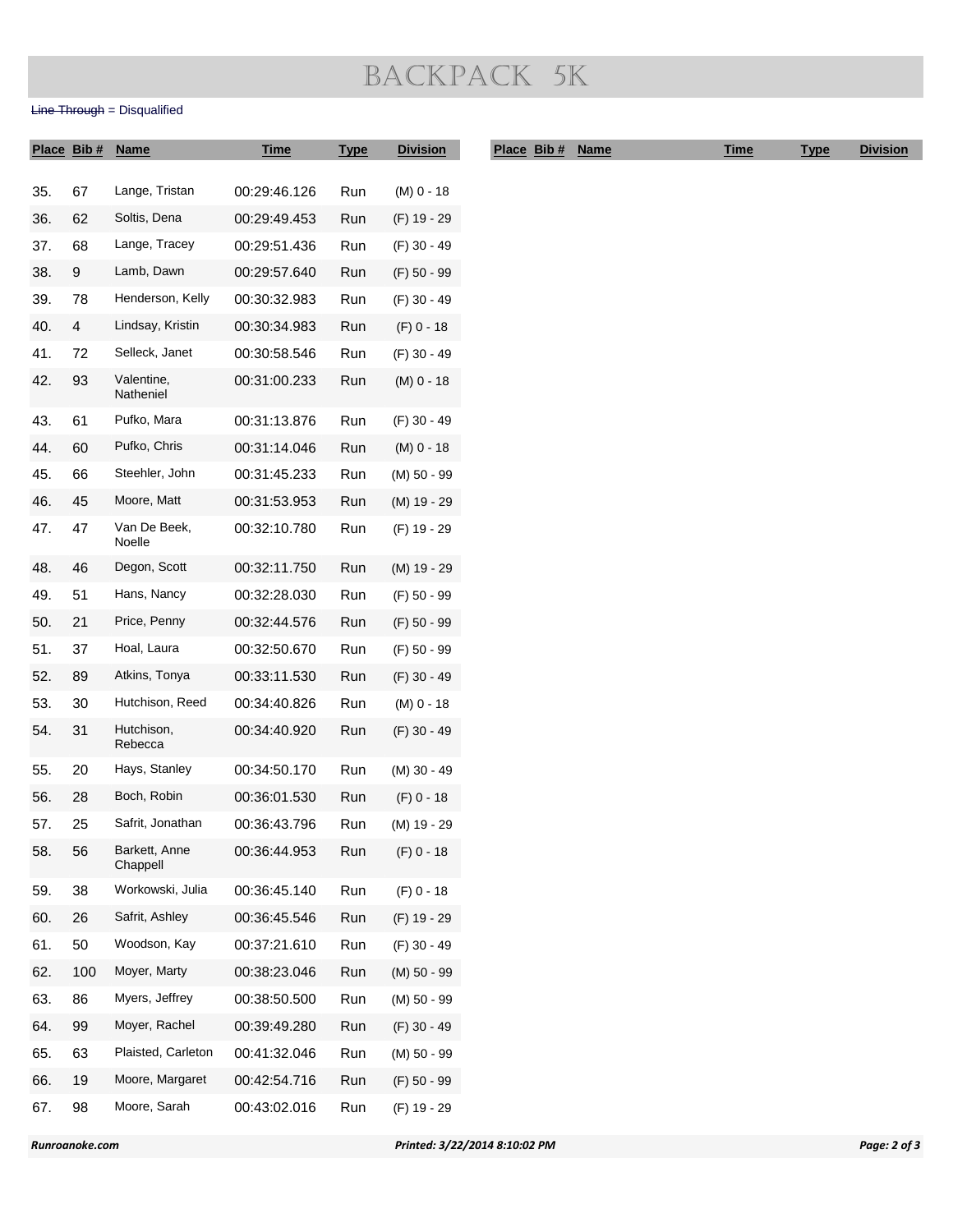// BACKPACK 5K

Line Through = Disqualified

| Place | Bib # | Name | Time | Type | Division |
|---|---|---|---|---|---|
| 35. | 67 | Lange, Tristan | 00:29:46.126 | Run | (M) 0 - 18 |
| 36. | 62 | Soltis, Dena | 00:29:49.453 | Run | (F) 19 - 29 |
| 37. | 68 | Lange, Tracey | 00:29:51.436 | Run | (F) 30 - 49 |
| 38. | 9 | Lamb, Dawn | 00:29:57.640 | Run | (F) 50 - 99 |
| 39. | 78 | Henderson, Kelly | 00:30:32.983 | Run | (F) 30 - 49 |
| 40. | 4 | Lindsay, Kristin | 00:30:34.983 | Run | (F) 0 - 18 |
| 41. | 72 | Selleck, Janet | 00:30:58.546 | Run | (F) 30 - 49 |
| 42. | 93 | Valentine, Natheniel | 00:31:00.233 | Run | (M) 0 - 18 |
| 43. | 61 | Pufko, Mara | 00:31:13.876 | Run | (F) 30 - 49 |
| 44. | 60 | Pufko, Chris | 00:31:14.046 | Run | (M) 0 - 18 |
| 45. | 66 | Steehler, John | 00:31:45.233 | Run | (M) 50 - 99 |
| 46. | 45 | Moore, Matt | 00:31:53.953 | Run | (M) 19 - 29 |
| 47. | 47 | Van De Beek, Noelle | 00:32:10.780 | Run | (F) 19 - 29 |
| 48. | 46 | Degon, Scott | 00:32:11.750 | Run | (M) 19 - 29 |
| 49. | 51 | Hans, Nancy | 00:32:28.030 | Run | (F) 50 - 99 |
| 50. | 21 | Price, Penny | 00:32:44.576 | Run | (F) 50 - 99 |
| 51. | 37 | Hoal, Laura | 00:32:50.670 | Run | (F) 50 - 99 |
| 52. | 89 | Atkins, Tonya | 00:33:11.530 | Run | (F) 30 - 49 |
| 53. | 30 | Hutchison, Reed | 00:34:40.826 | Run | (M) 0 - 18 |
| 54. | 31 | Hutchison, Rebecca | 00:34:40.920 | Run | (F) 30 - 49 |
| 55. | 20 | Hays, Stanley | 00:34:50.170 | Run | (M) 30 - 49 |
| 56. | 28 | Boch, Robin | 00:36:01.530 | Run | (F) 0 - 18 |
| 57. | 25 | Safrit, Jonathan | 00:36:43.796 | Run | (M) 19 - 29 |
| 58. | 56 | Barkett, Anne Chappell | 00:36:44.953 | Run | (F) 0 - 18 |
| 59. | 38 | Workowski, Julia | 00:36:45.140 | Run | (F) 0 - 18 |
| 60. | 26 | Safrit, Ashley | 00:36:45.546 | Run | (F) 19 - 29 |
| 61. | 50 | Woodson, Kay | 00:37:21.610 | Run | (F) 30 - 49 |
| 62. | 100 | Moyer, Marty | 00:38:23.046 | Run | (M) 50 - 99 |
| 63. | 86 | Myers, Jeffrey | 00:38:50.500 | Run | (M) 50 - 99 |
| 64. | 99 | Moyer, Rachel | 00:39:49.280 | Run | (F) 30 - 49 |
| 65. | 63 | Plaisted, Carleton | 00:41:32.046 | Run | (M) 50 - 99 |
| 66. | 19 | Moore, Margaret | 00:42:54.716 | Run | (F) 50 - 99 |
| 67. | 98 | Moore, Sarah | 00:43:02.016 | Run | (F) 19 - 29 |

Runroanoke.com — Printed: 3/22/2014 8:10:02 PM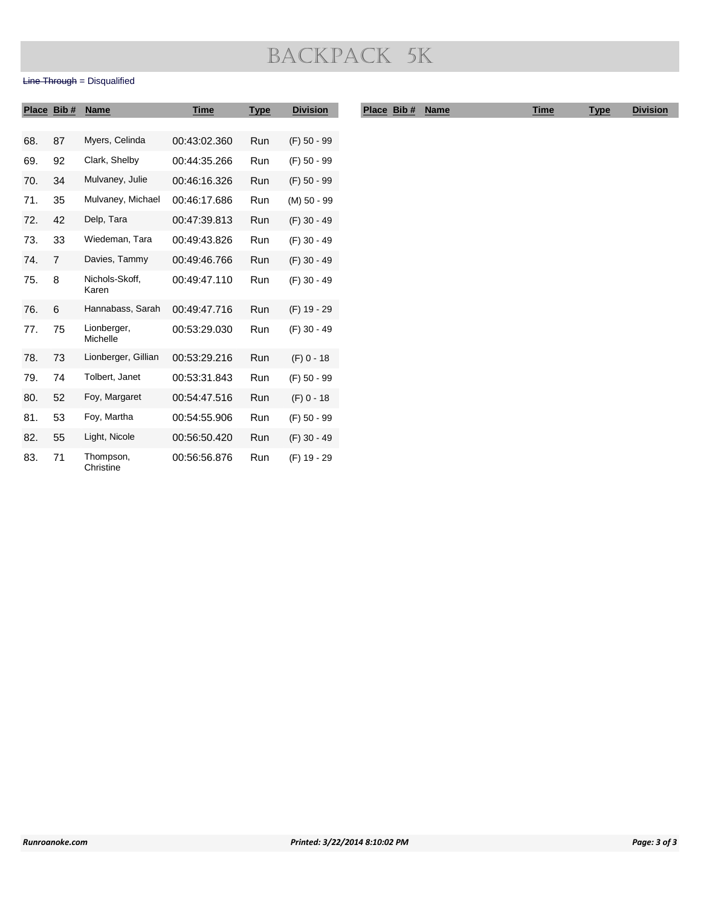# BACKPACK 5K

~~Line Through~~ = Disqualified

| Place | Bib # | Name | Time | Type | Division |
|---|---|---|---|---|---|
| 68. | 87 | Myers, Celinda | 00:43:02.360 | Run | (F) 50 - 99 |
| 69. | 92 | Clark, Shelby | 00:44:35.266 | Run | (F) 50 - 99 |
| 70. | 34 | Mulvaney, Julie | 00:46:16.326 | Run | (F) 50 - 99 |
| 71. | 35 | Mulvaney, Michael | 00:46:17.686 | Run | (M) 50 - 99 |
| 72. | 42 | Delp, Tara | 00:47:39.813 | Run | (F) 30 - 49 |
| 73. | 33 | Wiedeman, Tara | 00:49:43.826 | Run | (F) 30 - 49 |
| 74. | 7 | Davies, Tammy | 00:49:46.766 | Run | (F) 30 - 49 |
| 75. | 8 | Nichols-Skoff, Karen | 00:49:47.110 | Run | (F) 30 - 49 |
| 76. | 6 | Hannabass, Sarah | 00:49:47.716 | Run | (F) 19 - 29 |
| 77. | 75 | Lionberger, Michelle | 00:53:29.030 | Run | (F) 30 - 49 |
| 78. | 73 | Lionberger, Gillian | 00:53:29.216 | Run | (F) 0 - 18 |
| 79. | 74 | Tolbert, Janet | 00:53:31.843 | Run | (F) 50 - 99 |
| 80. | 52 | Foy, Margaret | 00:54:47.516 | Run | (F) 0 - 18 |
| 81. | 53 | Foy, Martha | 00:54:55.906 | Run | (F) 50 - 99 |
| 82. | 55 | Light, Nicole | 00:56:50.420 | Run | (F) 30 - 49 |
| 83. | 71 | Thompson, Christine | 00:56:56.876 | Run | (F) 19 - 29 |

*Runroanoke.com* *Printed: 3/22/2014 8:10:02 PM*